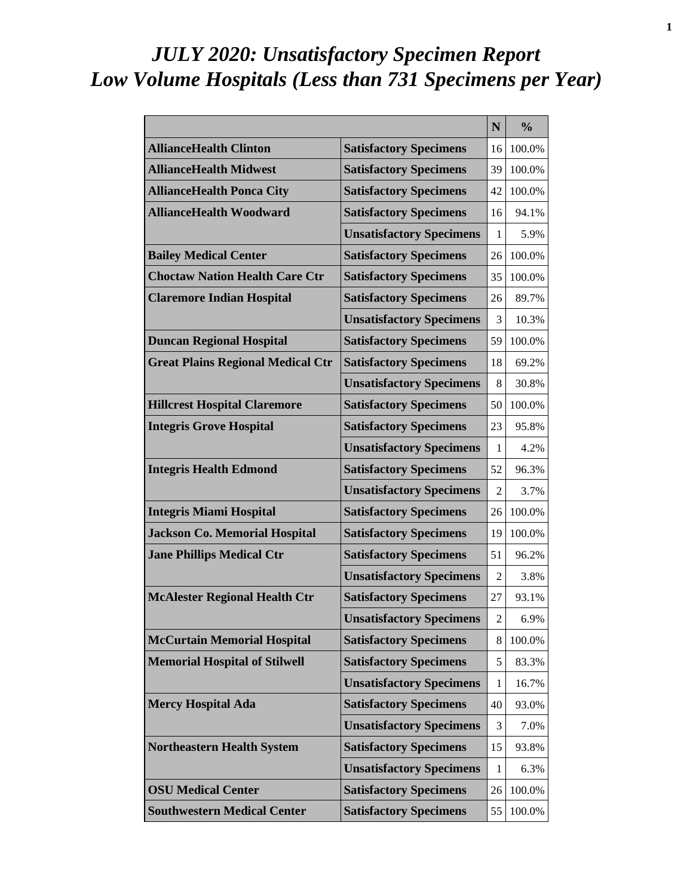# *JULY 2020: Unsatisfactory Specimen Report*
# *Low Volume Hospitals (Less than 731 Specimens per Year)*

| | | N | % |
|---|---|---|---|
| **AllianceHealth Clinton** | **Satisfactory Specimens** | 16 | 100.0% |
| **AllianceHealth Midwest** | **Satisfactory Specimens** | 39 | 100.0% |
| **AllianceHealth Ponca City** | **Satisfactory Specimens** | 42 | 100.0% |
| **AllianceHealth Woodward** | **Satisfactory Specimens** | 16 | 94.1% |
| | **Unsatisfactory Specimens** | 1 | 5.9% |
| **Bailey Medical Center** | **Satisfactory Specimens** | 26 | 100.0% |
| **Choctaw Nation Health Care Ctr** | **Satisfactory Specimens** | 35 | 100.0% |
| **Claremore Indian Hospital** | **Satisfactory Specimens** | 26 | 89.7% |
| | **Unsatisfactory Specimens** | 3 | 10.3% |
| **Duncan Regional Hospital** | **Satisfactory Specimens** | 59 | 100.0% |
| **Great Plains Regional Medical Ctr** | **Satisfactory Specimens** | 18 | 69.2% |
| | **Unsatisfactory Specimens** | 8 | 30.8% |
| **Hillcrest Hospital Claremore** | **Satisfactory Specimens** | 50 | 100.0% |
| **Integris Grove Hospital** | **Satisfactory Specimens** | 23 | 95.8% |
| | **Unsatisfactory Specimens** | 1 | 4.2% |
| **Integris Health Edmond** | **Satisfactory Specimens** | 52 | 96.3% |
| | **Unsatisfactory Specimens** | 2 | 3.7% |
| **Integris Miami Hospital** | **Satisfactory Specimens** | 26 | 100.0% |
| **Jackson Co. Memorial Hospital** | **Satisfactory Specimens** | 19 | 100.0% |
| **Jane Phillips Medical Ctr** | **Satisfactory Specimens** | 51 | 96.2% |
| | **Unsatisfactory Specimens** | 2 | 3.8% |
| **McAlester Regional Health Ctr** | **Satisfactory Specimens** | 27 | 93.1% |
| | **Unsatisfactory Specimens** | 2 | 6.9% |
| **McCurtain Memorial Hospital** | **Satisfactory Specimens** | 8 | 100.0% |
| **Memorial Hospital of Stilwell** | **Satisfactory Specimens** | 5 | 83.3% |
| | **Unsatisfactory Specimens** | 1 | 16.7% |
| **Mercy Hospital Ada** | **Satisfactory Specimens** | 40 | 93.0% |
| | **Unsatisfactory Specimens** | 3 | 7.0% |
| **Northeastern Health System** | **Satisfactory Specimens** | 15 | 93.8% |
| | **Unsatisfactory Specimens** | 1 | 6.3% |
| **OSU Medical Center** | **Satisfactory Specimens** | 26 | 100.0% |
| **Southwestern Medical Center** | **Satisfactory Specimens** | 55 | 100.0% |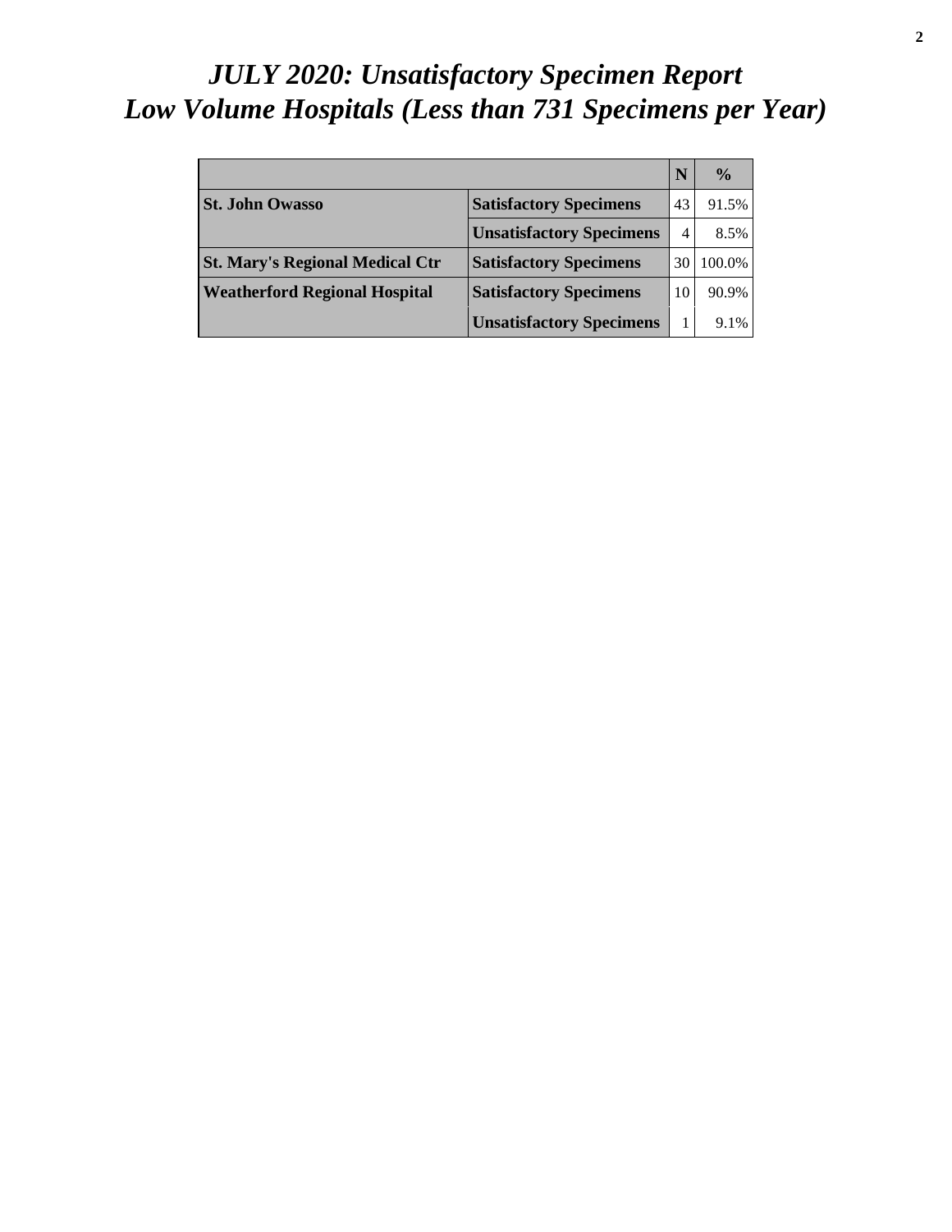# *JULY 2020: Unsatisfactory Specimen Report*
# *Low Volume Hospitals (Less than 731 Specimens per Year)*

| | | N | % |
|---|---|---|---|
| **St. John Owasso** | **Satisfactory Specimens** | 43 | 91.5% |
| | **Unsatisfactory Specimens** | 4 | 8.5% |
| **St. Mary's Regional Medical Ctr** | **Satisfactory Specimens** | 30 | 100.0% |
| **Weatherford Regional Hospital** | **Satisfactory Specimens** | 10 | 90.9% |
| | **Unsatisfactory Specimens** | 1 | 9.1% |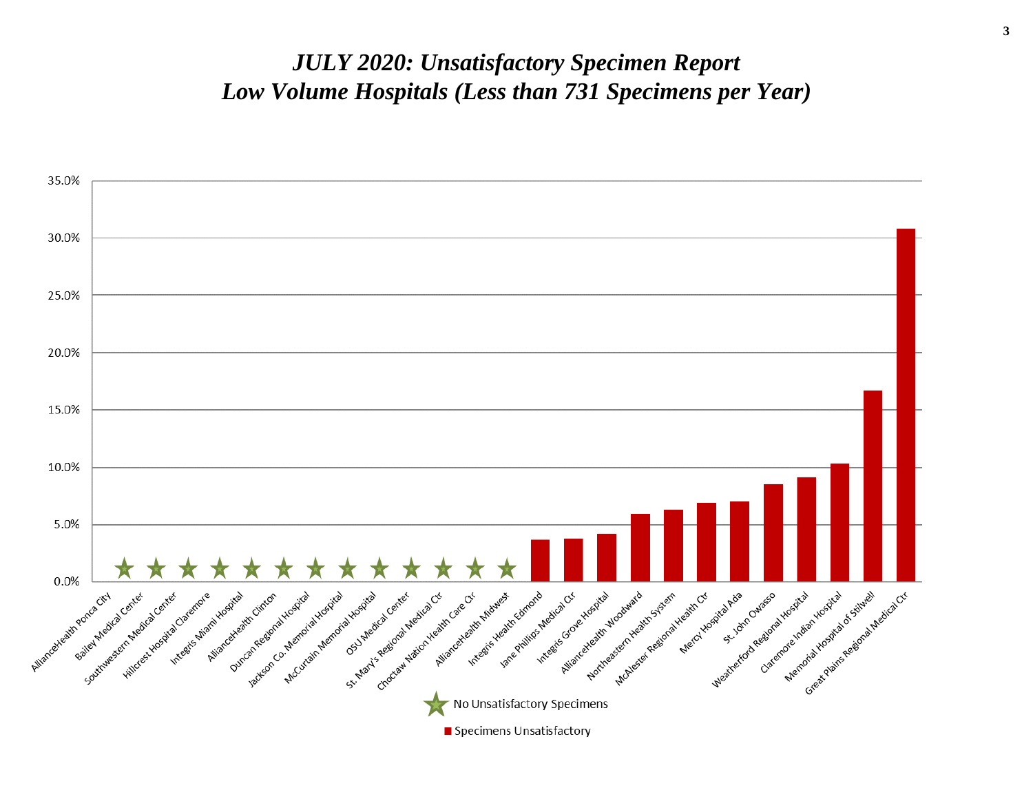# *JULY 2020: Unsatisfactory Specimen Report*
# *Low Volume Hospitals (Less than 731 Specimens per Year)*

| Hospital | Status |
| --- | --- |
| AllianceHealth Ponca City | No Unsatisfactory Specimens |
| Bailey Medical Center | No Unsatisfactory Specimens |
| Southwestern Medical Center | No Unsatisfactory Specimens |
| Hillcrest Hospital Claremore | No Unsatisfactory Specimens |
| Integris Miami Hospital | No Unsatisfactory Specimens |
| AllianceHealth Clinton | No Unsatisfactory Specimens |
| Duncan Regional Hospital | No Unsatisfactory Specimens |
| Jackson Co. Memorial Hospital | No Unsatisfactory Specimens |
| McCurtain Memorial Hospital | No Unsatisfactory Specimens |
| OSU Medical Center | No Unsatisfactory Specimens |
| St. Mary's Regional Medical Ctr | No Unsatisfactory Specimens |
| Choctaw Nation Health Care Ctr | No Unsatisfactory Specimens |
| AllianceHealth Midwest | No Unsatisfactory Specimens |
| Integris Health Edmond | Specimens Unsatisfactory |
| Jane Phillips Medical Ctr | Specimens Unsatisfactory |
| Integris Grove Hospital | Specimens Unsatisfactory |
| AllianceHealth Woodward | Specimens Unsatisfactory |
| Northeastern Health System | Specimens Unsatisfactory |
| McAlester Regional Health Ctr | Specimens Unsatisfactory |
| Mercy Hospital Ada | Specimens Unsatisfactory |
| St. John Owasso | Specimens Unsatisfactory |
| Weatherford Regional Hospital | Specimens Unsatisfactory |
| Claremore Indian Hospital | Specimens Unsatisfactory |
| Memorial Hospital of Stilwell | Specimens Unsatisfactory |
| Great Plains Regional Medical Ctr | Specimens Unsatisfactory |

★ No Unsatisfactory Specimens

■ Specimens Unsatisfactory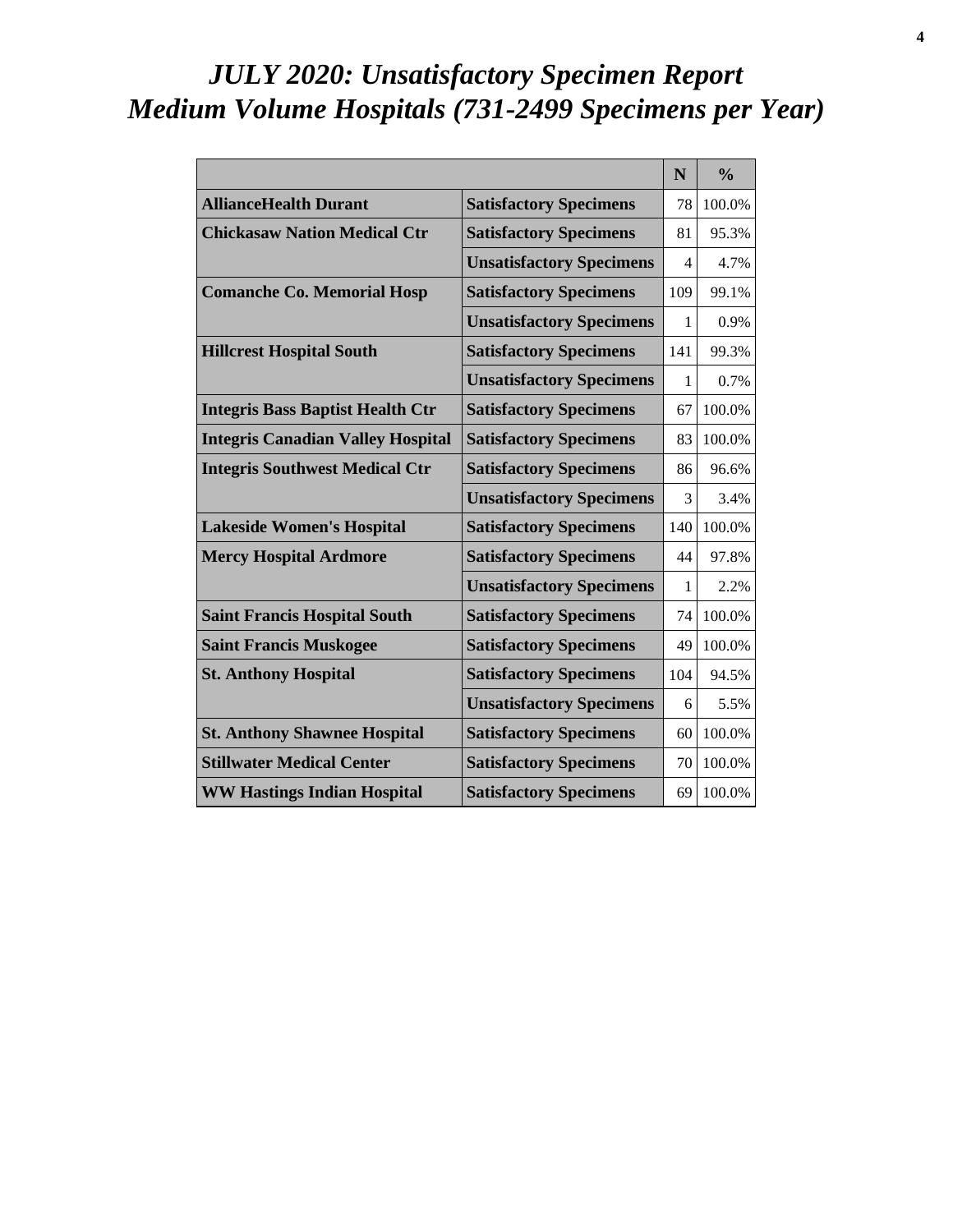# *JULY 2020: Unsatisfactory Specimen Report*
# *Medium Volume Hospitals (731-2499 Specimens per Year)*

| | | N | % |
|---|---|---|---|
| **AllianceHealth Durant** | **Satisfactory Specimens** | 78 | 100.0% |
| **Chickasaw Nation Medical Ctr** | **Satisfactory Specimens** | 81 | 95.3% |
| | **Unsatisfactory Specimens** | 4 | 4.7% |
| **Comanche Co. Memorial Hosp** | **Satisfactory Specimens** | 109 | 99.1% |
| | **Unsatisfactory Specimens** | 1 | 0.9% |
| **Hillcrest Hospital South** | **Satisfactory Specimens** | 141 | 99.3% |
| | **Unsatisfactory Specimens** | 1 | 0.7% |
| **Integris Bass Baptist Health Ctr** | **Satisfactory Specimens** | 67 | 100.0% |
| **Integris Canadian Valley Hospital** | **Satisfactory Specimens** | 83 | 100.0% |
| **Integris Southwest Medical Ctr** | **Satisfactory Specimens** | 86 | 96.6% |
| | **Unsatisfactory Specimens** | 3 | 3.4% |
| **Lakeside Women's Hospital** | **Satisfactory Specimens** | 140 | 100.0% |
| **Mercy Hospital Ardmore** | **Satisfactory Specimens** | 44 | 97.8% |
| | **Unsatisfactory Specimens** | 1 | 2.2% |
| **Saint Francis Hospital South** | **Satisfactory Specimens** | 74 | 100.0% |
| **Saint Francis Muskogee** | **Satisfactory Specimens** | 49 | 100.0% |
| **St. Anthony Hospital** | **Satisfactory Specimens** | 104 | 94.5% |
| | **Unsatisfactory Specimens** | 6 | 5.5% |
| **St. Anthony Shawnee Hospital** | **Satisfactory Specimens** | 60 | 100.0% |
| **Stillwater Medical Center** | **Satisfactory Specimens** | 70 | 100.0% |
| **WW Hastings Indian Hospital** | **Satisfactory Specimens** | 69 | 100.0% |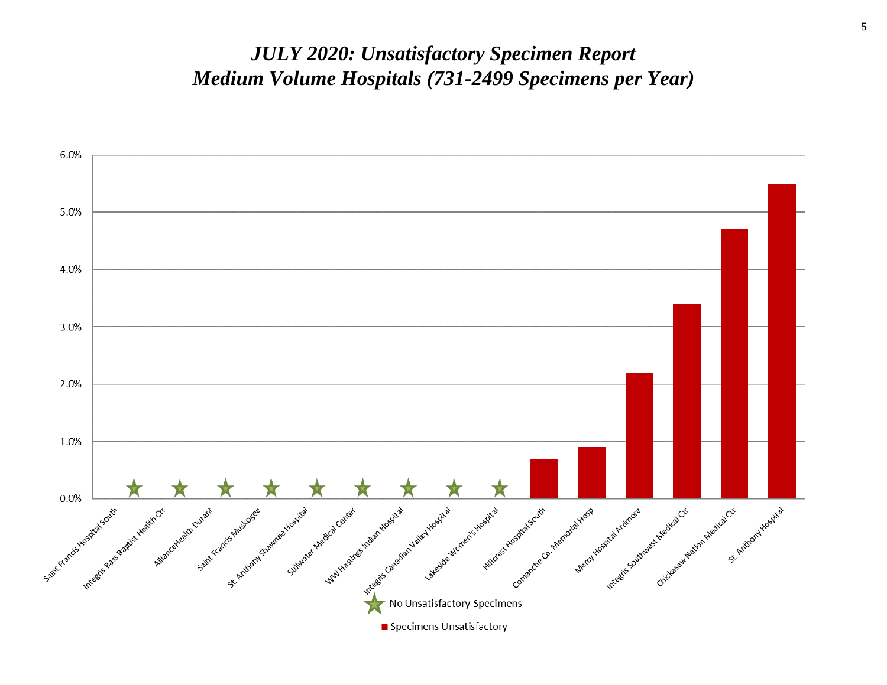# *JULY 2020: Unsatisfactory Specimen Report*
# *Medium Volume Hospitals (731-2499 Specimens per Year)*

| Hospital | Unsatisfactory Specimens |
|---|---|
| Saint Francis Hospital South | ★ No Unsatisfactory Specimens |
| Integris Bass Baptist Health Ctr | ★ No Unsatisfactory Specimens |
| AllianceHealth Durant | ★ No Unsatisfactory Specimens |
| Saint Francis Muskogee | ★ No Unsatisfactory Specimens |
| St. Anthony Shawnee Hospital | ★ No Unsatisfactory Specimens |
| Stillwater Medical Center | ★ No Unsatisfactory Specimens |
| WW Hastings Indian Hospital | ★ No Unsatisfactory Specimens |
| Integris Canadian Valley Hospital | ★ No Unsatisfactory Specimens |
| Lakeside Women's Hospital | ★ No Unsatisfactory Specimens |
| Hillcrest Hospital South | 0.7% |
| Comanche Co. Memorial Hosp | 0.9% |
| Mercy Hospital Ardmore | 2.2% |
| Integris Southwest Medical Ctr | 3.4% |
| Chickasaw Nation Medical Ctr | 4.7% |
| St. Anthony Hospital | 5.5% |

★ No Unsatisfactory Specimens

■ Specimens Unsatisfactory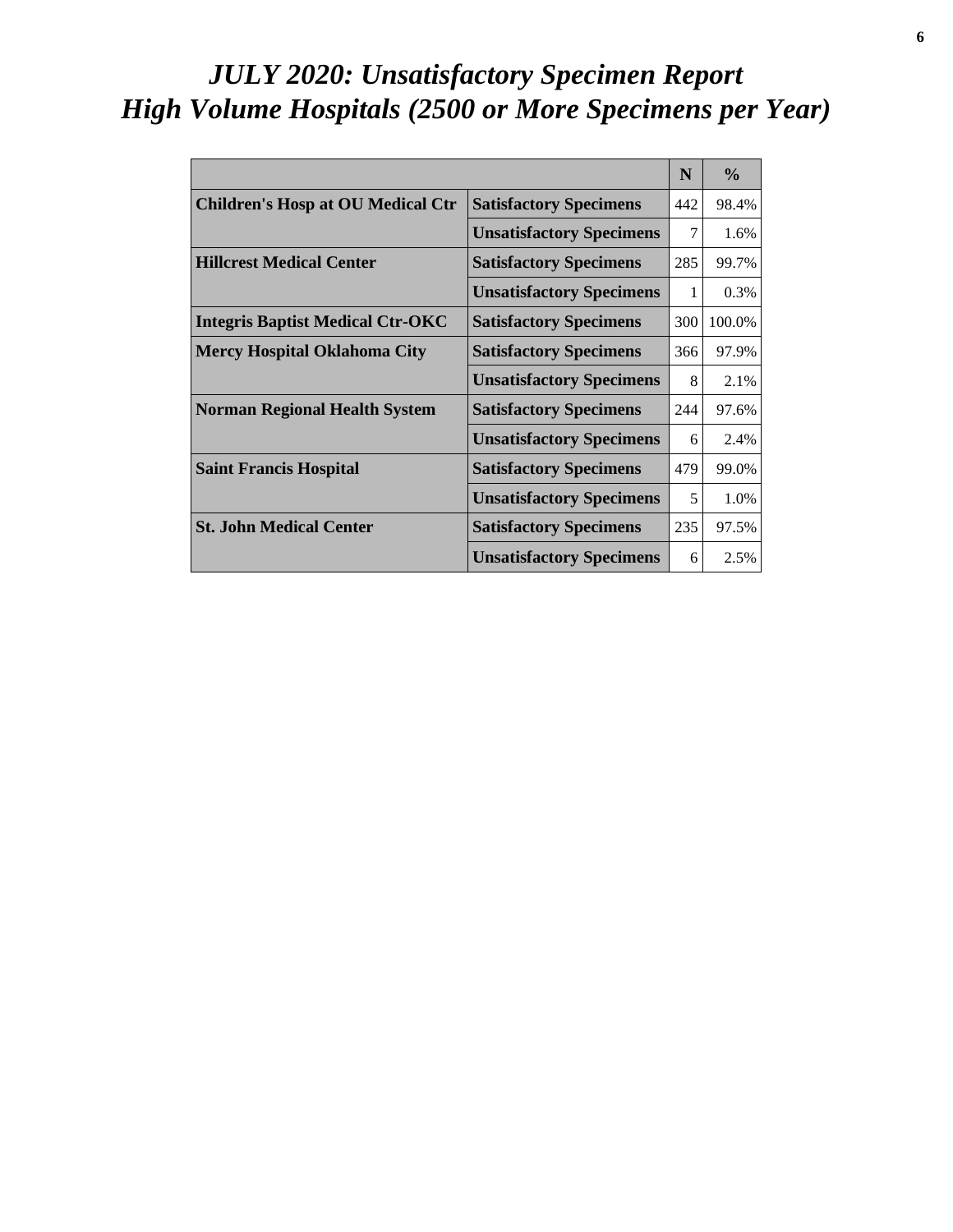# *JULY 2020: Unsatisfactory Specimen Report*
# *High Volume Hospitals (2500 or More Specimens per Year)*

| | | N | % |
|---|---|---|---|
| **Children's Hosp at OU Medical Ctr** | **Satisfactory Specimens** | 442 | 98.4% |
| | **Unsatisfactory Specimens** | 7 | 1.6% |
| **Hillcrest Medical Center** | **Satisfactory Specimens** | 285 | 99.7% |
| | **Unsatisfactory Specimens** | 1 | 0.3% |
| **Integris Baptist Medical Ctr-OKC** | **Satisfactory Specimens** | 300 | 100.0% |
| **Mercy Hospital Oklahoma City** | **Satisfactory Specimens** | 366 | 97.9% |
| | **Unsatisfactory Specimens** | 8 | 2.1% |
| **Norman Regional Health System** | **Satisfactory Specimens** | 244 | 97.6% |
| | **Unsatisfactory Specimens** | 6 | 2.4% |
| **Saint Francis Hospital** | **Satisfactory Specimens** | 479 | 99.0% |
| | **Unsatisfactory Specimens** | 5 | 1.0% |
| **St. John Medical Center** | **Satisfactory Specimens** | 235 | 97.5% |
| | **Unsatisfactory Specimens** | 6 | 2.5% |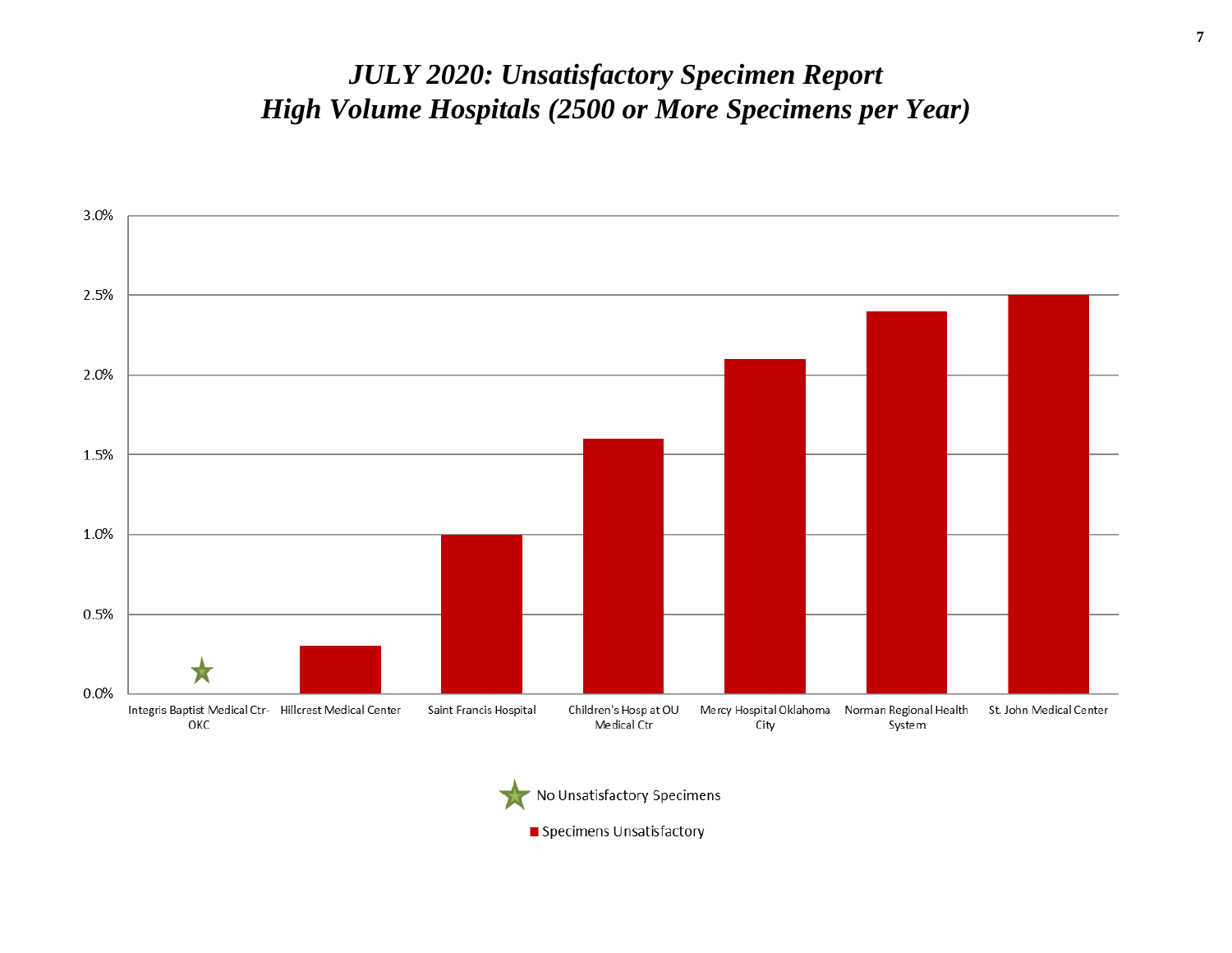# *JULY 2020: Unsatisfactory Specimen Report*
# *High Volume Hospitals (2500 or More Specimens per Year)*

3.0%
2.5%
2.0%
1.5%
1.0%
0.5%
0.0%

Integris Baptist Medical Ctr-OKC
Hillcrest Medical Center
Saint Francis Hospital
Children's Hosp at OU Medical Ctr
Mercy Hospital Oklahoma City
Norman Regional Health System
St. John Medical Center

No Unsatisfactory Specimens

Specimens Unsatisfactory